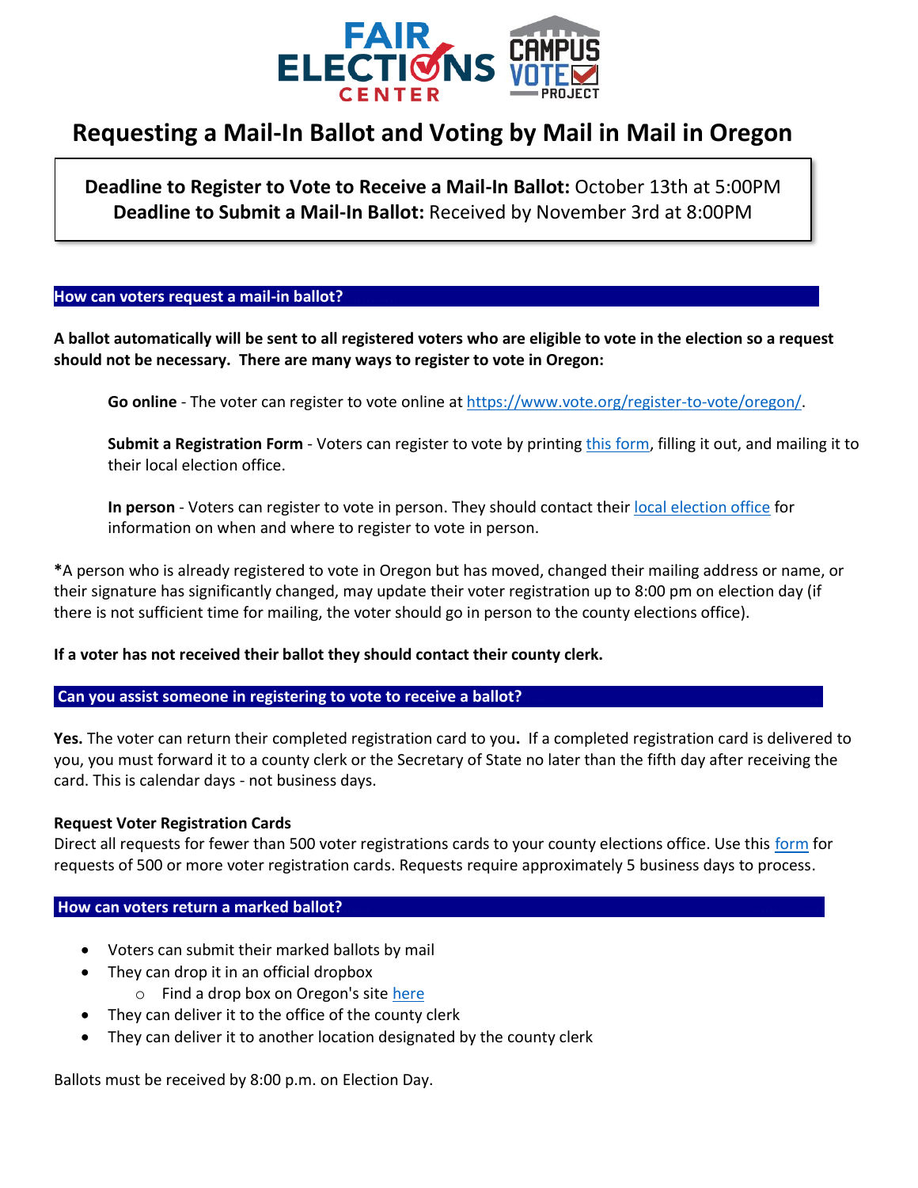# Requesting a Mail-In Ballot and Voting by Mail in Mail in Oregon

**Deadline to Register to Vote to Receive a Mail-In Ballot:** October 13th at 5:00PM
**Deadline to Submit a Mail-In Ballot:** Received by November 3rd at 8:00PM

## How can voters request a mail-in ballot?

**A ballot automatically will be sent to all registered voters who are eligible to vote in the election so a request should not be necessary. There are many ways to register to vote in Oregon:**

**Go online** - The voter can register to vote online at https://www.vote.org/register-to-vote/oregon/.

**Submit a Registration Form** - Voters can register to vote by printing this form, filling it out, and mailing it to their local election office.

**In person** - Voters can register to vote in person. They should contact their local election office for information on when and where to register to vote in person.

**\***A person who is already registered to vote in Oregon but has moved, changed their mailing address or name, or their signature has significantly changed, may update their voter registration up to 8:00 pm on election day (if there is not sufficient time for mailing, the voter should go in person to the county elections office).

**If a voter has not received their ballot they should contact their county clerk.**

## Can you assist someone in registering to vote to receive a ballot?

**Yes.** The voter can return their completed registration card to you**.** If a completed registration card is delivered to you, you must forward it to a county clerk or the Secretary of State no later than the fifth day after receiving the card. This is calendar days - not business days.

**Request Voter Registration Cards**
Direct all requests for fewer than 500 voter registrations cards to your county elections office. Use this form for requests of 500 or more voter registration cards. Requests require approximately 5 business days to process.

## How can voters return a marked ballot?

- Voters can submit their marked ballots by mail
- They can drop it in an official dropbox
  - Find a drop box on Oregon's site here
- They can deliver it to the office of the county clerk
- They can deliver it to another location designated by the county clerk

Ballots must be received by 8:00 p.m. on Election Day.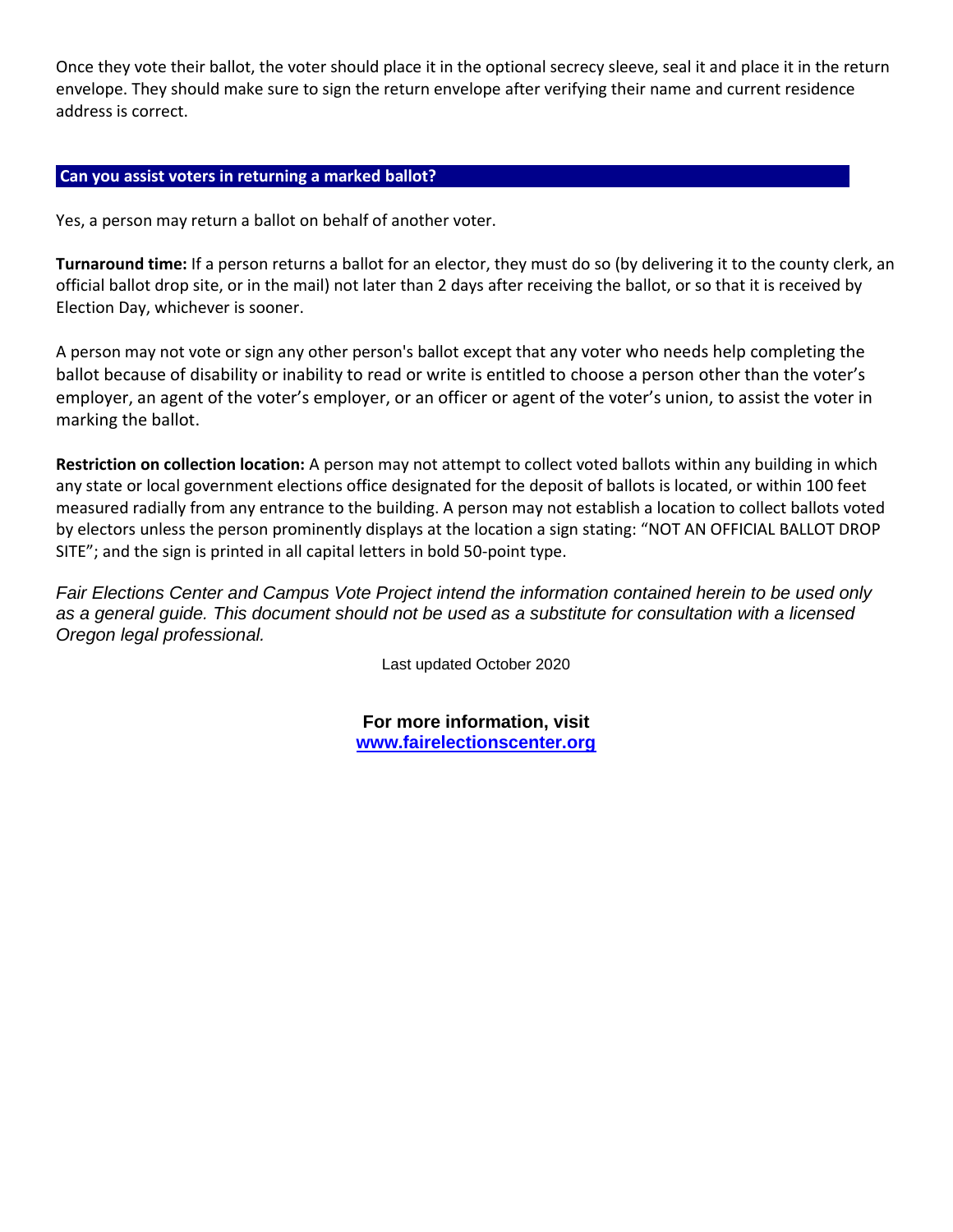Once they vote their ballot, the voter should place it in the optional secrecy sleeve, seal it and place it in the return envelope. They should make sure to sign the return envelope after verifying their name and current residence address is correct.

## Can you assist voters in returning a marked ballot?

Yes, a person may return a ballot on behalf of another voter.

**Turnaround time:** If a person returns a ballot for an elector, they must do so (by delivering it to the county clerk, an official ballot drop site, or in the mail) not later than 2 days after receiving the ballot, or so that it is received by Election Day, whichever is sooner.

A person may not vote or sign any other person's ballot except that any voter who needs help completing the ballot because of disability or inability to read or write is entitled to choose a person other than the voter's employer, an agent of the voter's employer, or an officer or agent of the voter's union, to assist the voter in marking the ballot.

**Restriction on collection location:** A person may not attempt to collect voted ballots within any building in which any state or local government elections office designated for the deposit of ballots is located, or within 100 feet measured radially from any entrance to the building. A person may not establish a location to collect ballots voted by electors unless the person prominently displays at the location a sign stating: "NOT AN OFFICIAL BALLOT DROP SITE"; and the sign is printed in all capital letters in bold 50-point type.

*Fair Elections Center and Campus Vote Project intend the information contained herein to be used only as a general guide. This document should not be used as a substitute for consultation with a licensed Oregon legal professional.*

Last updated October 2020

**For more information, visit**
**www.fairelectionscenter.org**